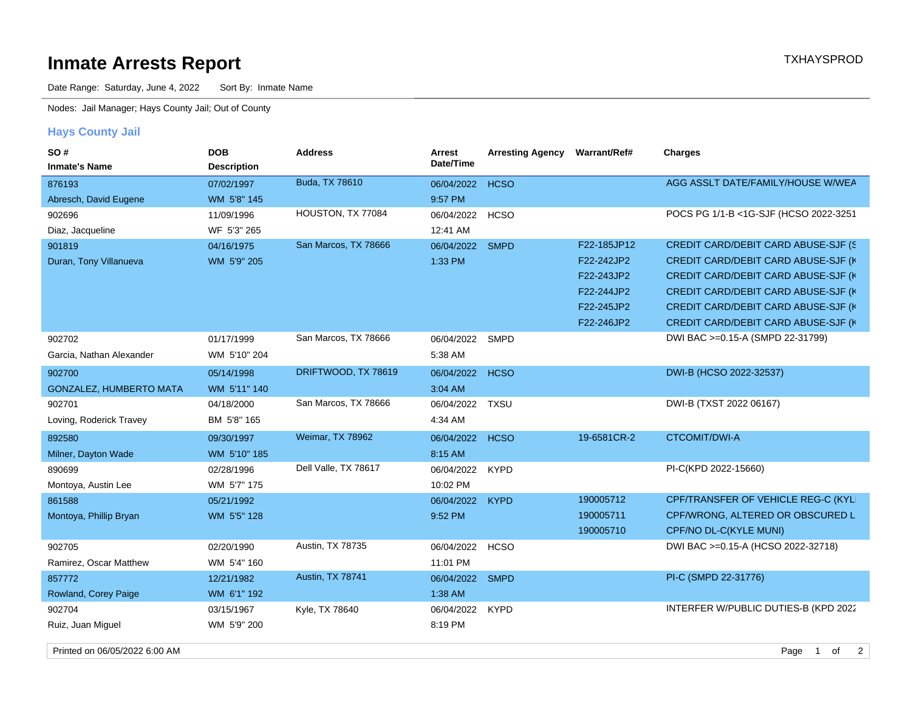# Inmate Arrests Report

TXHAYSPROD

Date Range: Saturday, June 4, 2022 Sort By: Inmate Name

Nodes: Jail Manager; Hays County Jail; Out of County

## Hays County Jail

| SO # / Inmate's Name | DOB / Description | Address | Arrest Date/Time | Arresting Agency | Warrant/Ref# | Charges |
|---|---|---|---|---|---|---|
| 876193 | 07/02/1997 | Buda, TX 78610 | 06/04/2022 | HCSO | | AGG ASSLT DATE/FAMILY/HOUSE W/WEA |
| Abresch, David Eugene | WM 5'8" 145 | | 9:57 PM | | | |
| 902696 | 11/09/1996 | HOUSTON, TX 77084 | 06/04/2022 | HCSO | | POCS PG 1/1-B <1G-SJF (HCSO 2022-3251 |
| Diaz, Jacqueline | WF 5'3" 265 | | 12:41 AM | | | |
| 901819 | 04/16/1975 | San Marcos, TX 78666 | 06/04/2022 | SMPD | F22-185JP12 | CREDIT CARD/DEBIT CARD ABUSE-SJF (S |
| Duran, Tony Villanueva | WM 5'9" 205 | | 1:33 PM | | F22-242JP2 | CREDIT CARD/DEBIT CARD ABUSE-SJF (K |
| | | | | | F22-243JP2 | CREDIT CARD/DEBIT CARD ABUSE-SJF (K |
| | | | | | F22-244JP2 | CREDIT CARD/DEBIT CARD ABUSE-SJF (K |
| | | | | | F22-245JP2 | CREDIT CARD/DEBIT CARD ABUSE-SJF (K |
| | | | | | F22-246JP2 | CREDIT CARD/DEBIT CARD ABUSE-SJF (K |
| 902702 | 01/17/1999 | San Marcos, TX 78666 | 06/04/2022 | SMPD | | DWI BAC >=0.15-A (SMPD 22-31799) |
| Garcia, Nathan Alexander | WM 5'10" 204 | | 5:38 AM | | | |
| 902700 | 05/14/1998 | DRIFTWOOD, TX 78619 | 06/04/2022 | HCSO | | DWI-B (HCSO 2022-32537) |
| GONZALEZ, HUMBERTO MATA | WM 5'11" 140 | | 3:04 AM | | | |
| 902701 | 04/18/2000 | San Marcos, TX 78666 | 06/04/2022 | TXSU | | DWI-B (TXST 2022 06167) |
| Loving, Roderick Travey | BM 5'8" 165 | | 4:34 AM | | | |
| 892580 | 09/30/1997 | Weimar, TX 78962 | 06/04/2022 | HCSO | 19-6581CR-2 | CTCOMIT/DWI-A |
| Milner, Dayton Wade | WM 5'10" 185 | | 8:15 AM | | | |
| 890699 | 02/28/1996 | Dell Valle, TX 78617 | 06/04/2022 | KYPD | | PI-C(KPD 2022-15660) |
| Montoya, Austin Lee | WM 5'7" 175 | | 10:02 PM | | | |
| 861588 | 05/21/1992 | | 06/04/2022 | KYPD | 190005712 | CPF/TRANSFER OF VEHICLE REG-C (KYL |
| Montoya, Phillip Bryan | WM 5'5" 128 | | 9:52 PM | | 190005711 | CPF/WRONG, ALTERED OR OBSCURED L |
| | | | | | 190005710 | CPF/NO DL-C(KYLE MUNI) |
| 902705 | 02/20/1990 | Austin, TX 78735 | 06/04/2022 | HCSO | | DWI BAC >=0.15-A (HCSO 2022-32718) |
| Ramirez, Oscar Matthew | WM 5'4" 160 | | 11:01 PM | | | |
| 857772 | 12/21/1982 | Austin, TX 78741 | 06/04/2022 | SMPD | | PI-C (SMPD 22-31776) |
| Rowland, Corey Paige | WM 6'1" 192 | | 1:38 AM | | | |
| 902704 | 03/15/1967 | Kyle, TX 78640 | 06/04/2022 | KYPD | | INTERFER W/PUBLIC DUTIES-B (KPD 2022 |
| Ruiz, Juan Miguel | WM 5'9" 200 | | 8:19 PM | | | |

Printed on 06/05/2022 6:00 AM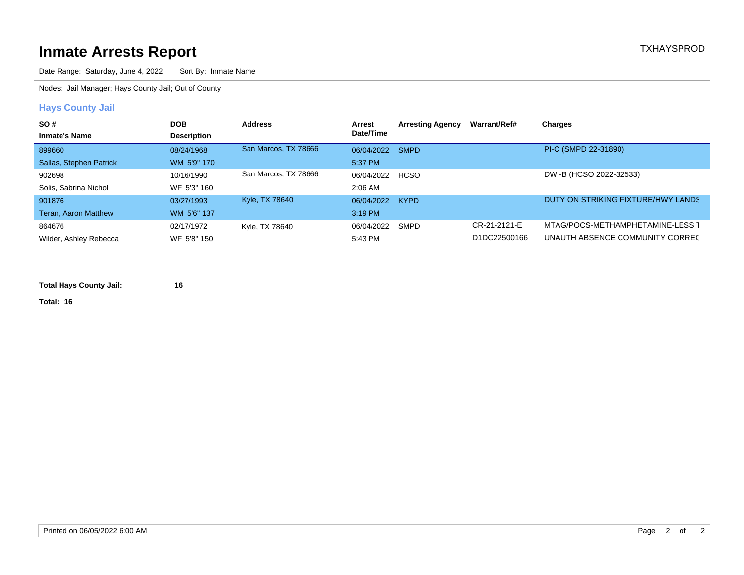# Inmate Arrests Report

TXHAYSPROD

Date Range: Saturday, June 4, 2022  Sort By: Inmate Name

Nodes: Jail Manager; Hays County Jail; Out of County

## Hays County Jail

| SO # / Inmate's Name | DOB / Description | Address | Arrest Date/Time | Arresting Agency | Warrant/Ref# | Charges |
|---|---|---|---|---|---|---|
| 899660<br>Sallas, Stephen Patrick | 08/24/1968<br>WM 5'9" 170 | San Marcos, TX 78666 | 06/04/2022<br>5:37 PM | SMPD | | PI-C (SMPD 22-31890) |
| 902698<br>Solis, Sabrina Nichol | 10/16/1990<br>WF 5'3" 160 | San Marcos, TX 78666 | 06/04/2022<br>2:06 AM | HCSO | | DWI-B (HCSO 2022-32533) |
| 901876<br>Teran, Aaron Matthew | 03/27/1993<br>WM 5'6" 137 | Kyle, TX 78640 | 06/04/2022<br>3:19 PM | KYPD | | DUTY ON STRIKING FIXTURE/HWY LANDS |
| 864676<br>Wilder, Ashley Rebecca | 02/17/1972<br>WF 5'8" 150 | Kyle, TX 78640 | 06/04/2022<br>5:43 PM | SMPD | CR-21-2121-E<br>D1DC22500166 | MTAG/POCS-METHAMPHETAMINE-LESS T<br>UNAUTH ABSENCE COMMUNITY CORREC |

**Total Hays County Jail:** **16**

**Total: 16**

Printed on 06/05/2022 6:00 AM